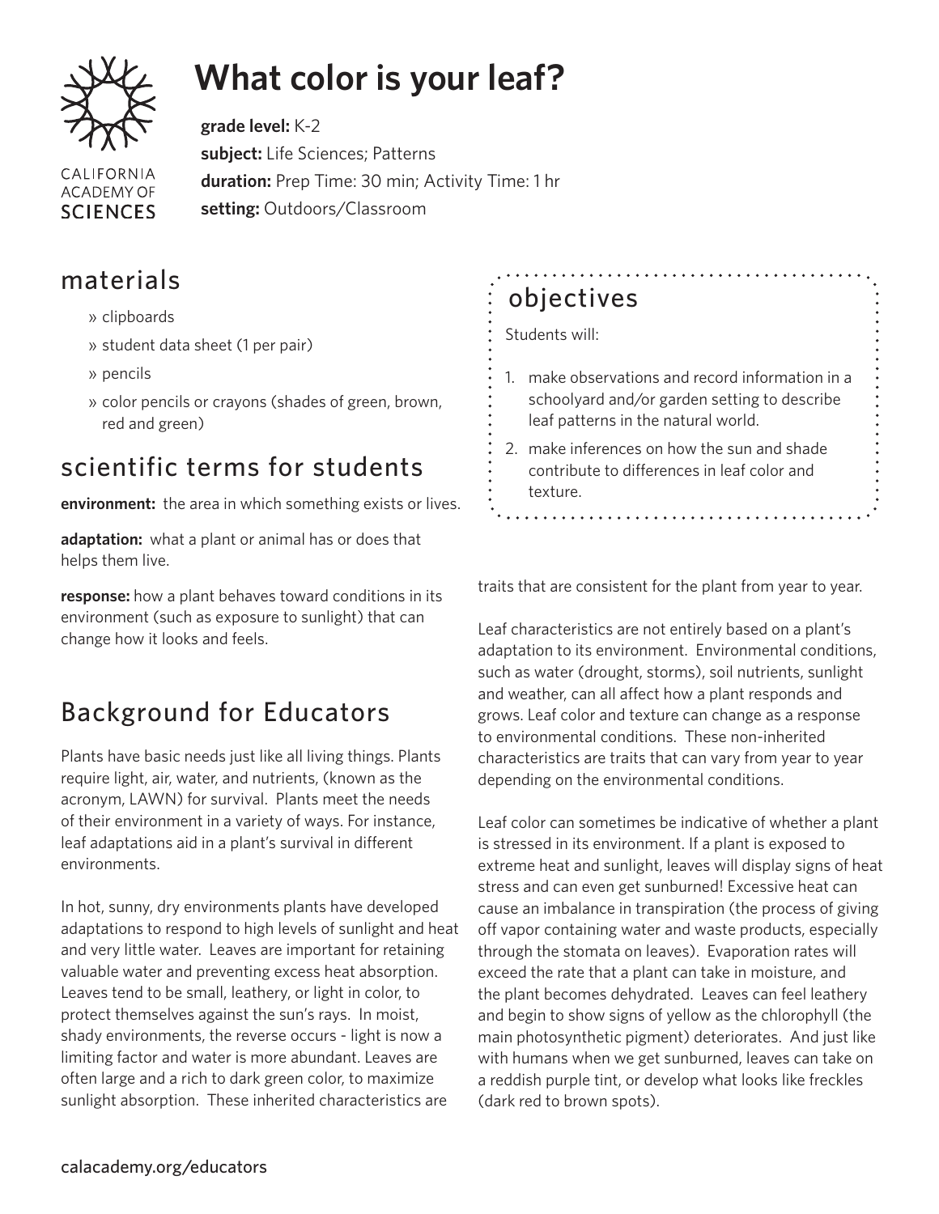# What color is your leaf?

**grade level:** K-2
**subject:** Life Sciences; Patterns
**duration:** Prep Time: 30 min; Activity Time: 1 hr
**setting:** Outdoors/Classroom

## materials

- clipboards
- student data sheet (1 per pair)
- pencils
- color pencils or crayons (shades of green, brown, red and green)

## objectives

Students will:

1. make observations and record information in a schoolyard and/or garden setting to describe leaf patterns in the natural world.
2. make inferences on how the sun and shade contribute to differences in leaf color and texture.

## scientific terms for students

**environment:** the area in which something exists or lives.

**adaptation:** what a plant or animal has or does that helps them live.

**response:** how a plant behaves toward conditions in its environment (such as exposure to sunlight) that can change how it looks and feels.

## Background for Educators

Plants have basic needs just like all living things. Plants require light, air, water, and nutrients, (known as the acronym, LAWN) for survival. Plants meet the needs of their environment in a variety of ways. For instance, leaf adaptations aid in a plant's survival in different environments.

In hot, sunny, dry environments plants have developed adaptations to respond to high levels of sunlight and heat and very little water. Leaves are important for retaining valuable water and preventing excess heat absorption. Leaves tend to be small, leathery, or light in color, to protect themselves against the sun's rays. In moist, shady environments, the reverse occurs - light is now a limiting factor and water is more abundant. Leaves are often large and a rich to dark green color, to maximize sunlight absorption. These inherited characteristics are traits that are consistent for the plant from year to year.

Leaf characteristics are not entirely based on a plant's adaptation to its environment. Environmental conditions, such as water (drought, storms), soil nutrients, sunlight and weather, can all affect how a plant responds and grows. Leaf color and texture can change as a response to environmental conditions. These non-inherited characteristics are traits that can vary from year to year depending on the environmental conditions.

Leaf color can sometimes be indicative of whether a plant is stressed in its environment. If a plant is exposed to extreme heat and sunlight, leaves will display signs of heat stress and can even get sunburned! Excessive heat can cause an imbalance in transpiration (the process of giving off vapor containing water and waste products, especially through the stomata on leaves). Evaporation rates will exceed the rate that a plant can take in moisture, and the plant becomes dehydrated. Leaves can feel leathery and begin to show signs of yellow as the chlorophyll (the main photosynthetic pigment) deteriorates. And just like with humans when we get sunburned, leaves can take on a reddish purple tint, or develop what looks like freckles (dark red to brown spots).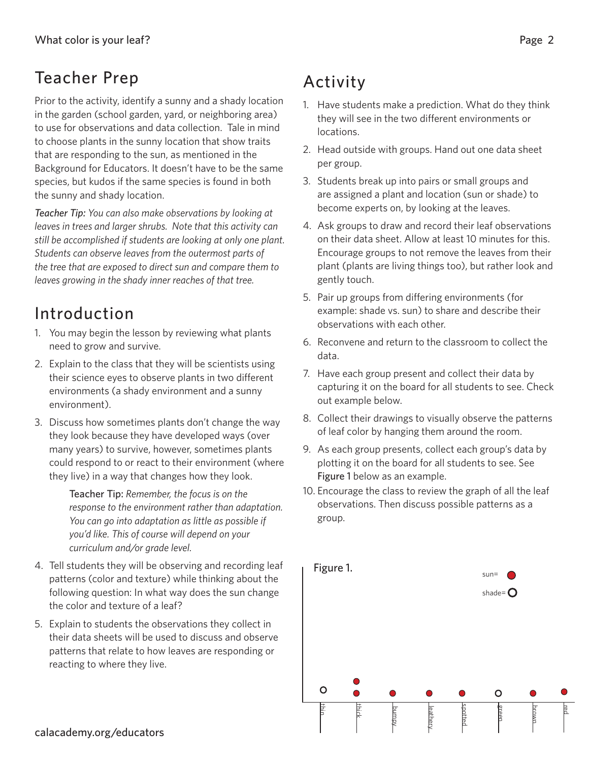## Teacher Prep

Prior to the activity, identify a sunny and a shady location in the garden (school garden, yard, or neighboring area) to use for observations and data collection. Tale in mind to choose plants in the sunny location that show traits that are responding to the sun, as mentioned in the Background for Educators. It doesn't have to be the same species, but kudos if the same species is found in both the sunny and shady location.

*Teacher Tip: You can also make observations by looking at leaves in trees and larger shrubs. Note that this activity can still be accomplished if students are looking at only one plant. Students can observe leaves from the outermost parts of the tree that are exposed to direct sun and compare them to leaves growing in the shady inner reaches of that tree.*

## Introduction

1. You may begin the lesson by reviewing what plants need to grow and survive.
2. Explain to the class that they will be scientists using their science eyes to observe plants in two different environments (a shady environment and a sunny environment).
3. Discuss how sometimes plants don't change the way they look because they have developed ways (over many years) to survive, however, sometimes plants could respond to or react to their environment (where they live) in a way that changes how they look.

   Teacher Tip: *Remember, the focus is on the response to the environment rather than adaptation. You can go into adaptation as little as possible if you'd like. This of course will depend on your curriculum and/or grade level.*

4. Tell students they will be observing and recording leaf patterns (color and texture) while thinking about the following question: In what way does the sun change the color and texture of a leaf?
5. Explain to students the observations they collect in their data sheets will be used to discuss and observe patterns that relate to how leaves are responding or reacting to where they live.

## Activity

1. Have students make a prediction. What do they think they will see in the two different environments or locations.
2. Head outside with groups. Hand out one data sheet per group.
3. Students break up into pairs or small groups and are assigned a plant and location (sun or shade) to become experts on, by looking at the leaves.
4. Ask groups to draw and record their leaf observations on their data sheet. Allow at least 10 minutes for this. Encourage groups to not remove the leaves from their plant (plants are living things too), but rather look and gently touch.
5. Pair up groups from differing environments (for example: shade vs. sun) to share and describe their observations with each other.
6. Reconvene and return to the classroom to collect the data.
7. Have each group present and collect their data by capturing it on the board for all students to see. Check out example below.
8. Collect their drawings to visually observe the patterns of leaf color by hanging them around the room.
9. As each group presents, collect each group's data by plotting it on the board for all students to see. See Figure 1 below as an example.
10. Encourage the class to review the graph of all the leaf observations. Then discuss possible patterns as a group.

Figure 1.

sun= ● shade= ○

| thin | thick | bumpy | leathery | spotted | green | brown | red |
|---|---|---|---|---|---|---|---|
| ○ | ● ● | ● | ● | ● | ○ | ● | ● |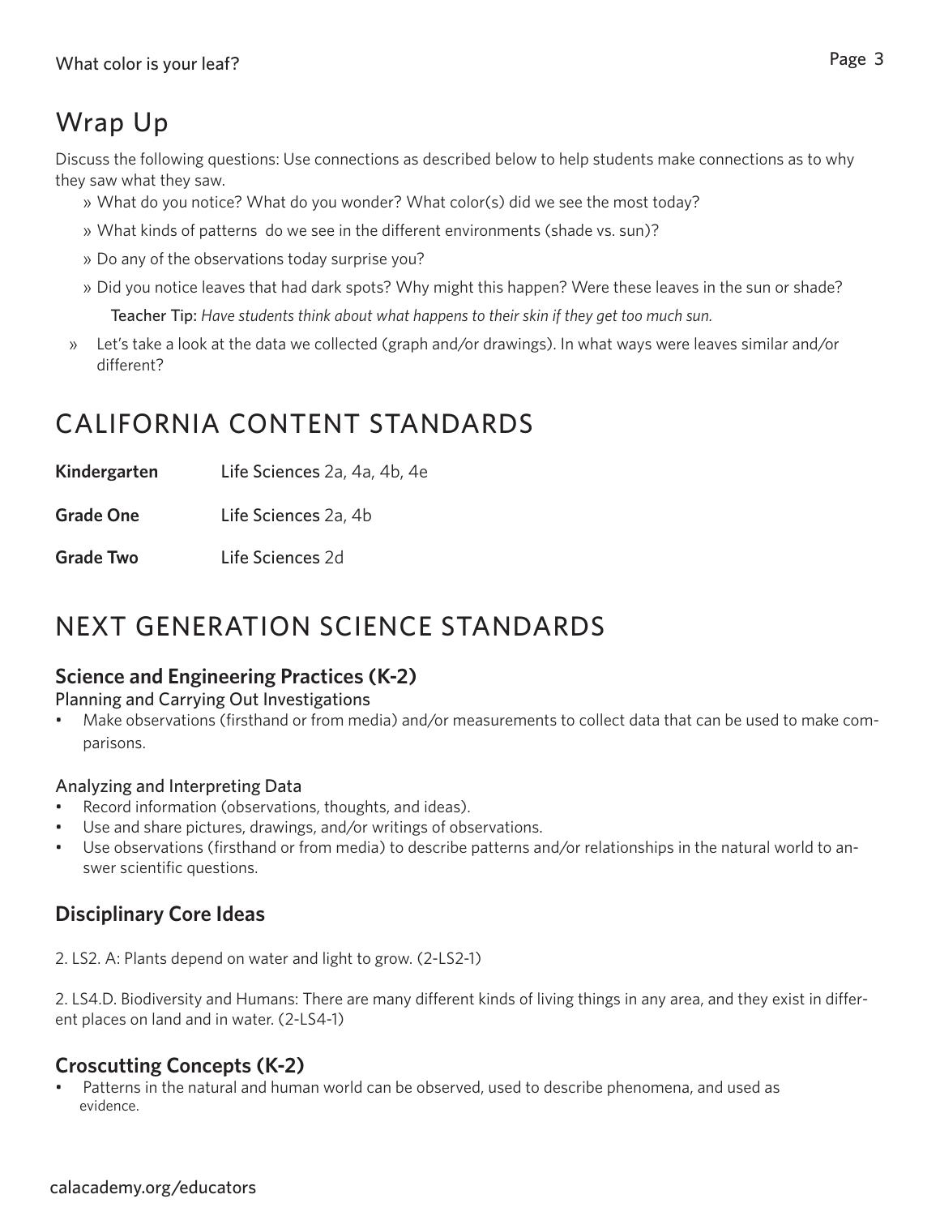## Wrap Up

Discuss the following questions: Use connections as described below to help students make connections as to why they saw what they saw.

- What do you notice? What do you wonder? What color(s) did we see the most today?
- What kinds of patterns do we see in the different environments (shade vs. sun)?
- Do any of the observations today surprise you?
- Did you notice leaves that had dark spots? Why might this happen? Were these leaves in the sun or shade?

  **Teacher Tip:** *Have students think about what happens to their skin if they get too much sun.*

- Let's take a look at the data we collected (graph and/or drawings). In what ways were leaves similar and/or different?

## CALIFORNIA CONTENT STANDARDS

| | |
|---|---|
| **Kindergarten** | Life Sciences 2a, 4a, 4b, 4e |
| **Grade One** | Life Sciences 2a, 4b |
| **Grade Two** | Life Sciences 2d |

## NEXT GENERATION SCIENCE STANDARDS

### Science and Engineering Practices (K-2)

Planning and Carrying Out Investigations

- Make observations (firsthand or from media) and/or measurements to collect data that can be used to make comparisons.

Analyzing and Interpreting Data

- Record information (observations, thoughts, and ideas).
- Use and share pictures, drawings, and/or writings of observations.
- Use observations (firsthand or from media) to describe patterns and/or relationships in the natural world to answer scientific questions.

### Disciplinary Core Ideas

2. LS2. A: Plants depend on water and light to grow. (2-LS2-1)

2. LS4.D. Biodiversity and Humans: There are many different kinds of living things in any area, and they exist in different places on land and in water. (2-LS4-1)

### Croscutting Concepts (K-2)

- Patterns in the natural and human world can be observed, used to describe phenomena, and used as evidence.

calacademy.org/educators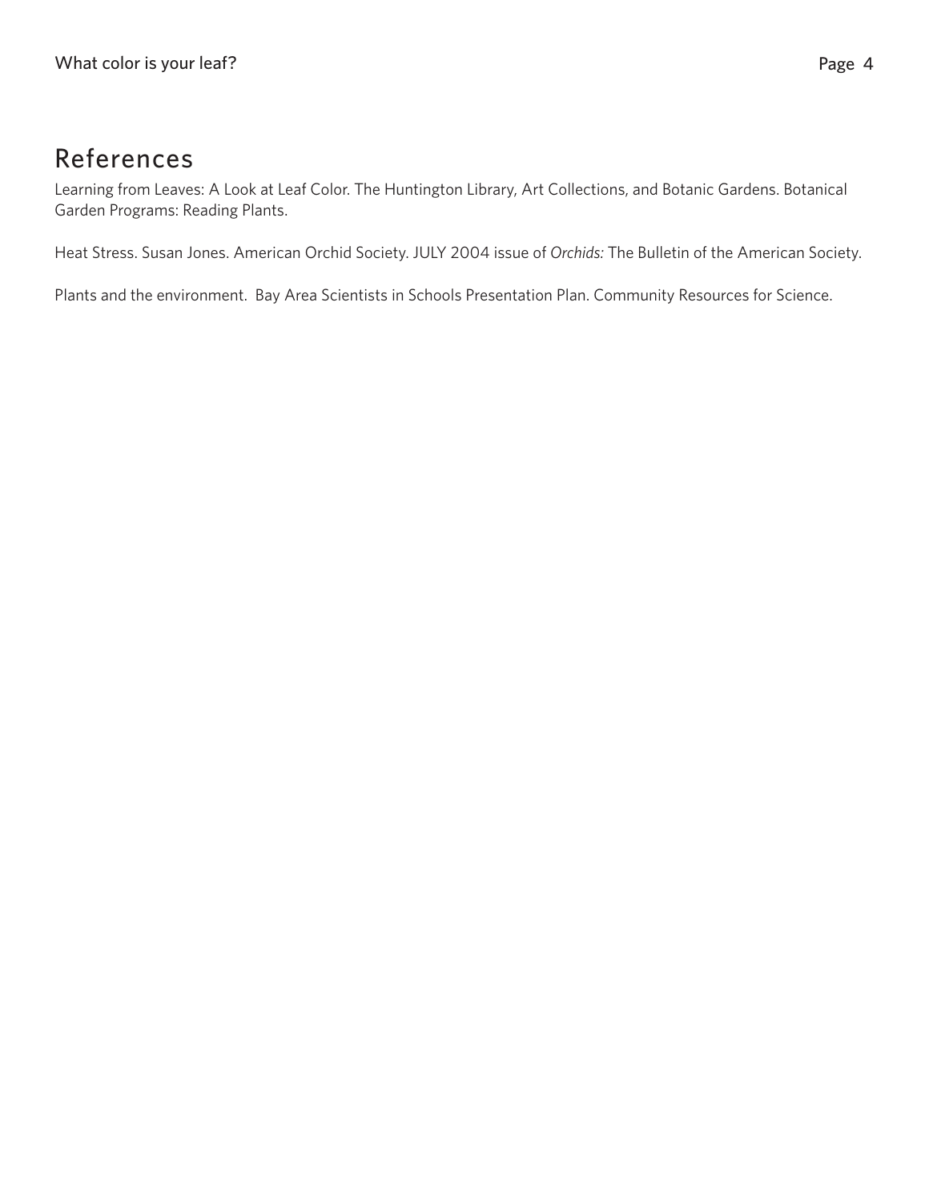## References

Learning from Leaves: A Look at Leaf Color. The Huntington Library, Art Collections, and Botanic Gardens. Botanical Garden Programs: Reading Plants.

Heat Stress. Susan Jones. American Orchid Society. JULY 2004 issue of *Orchids:* The Bulletin of the American Society.

Plants and the environment. Bay Area Scientists in Schools Presentation Plan. Community Resources for Science.